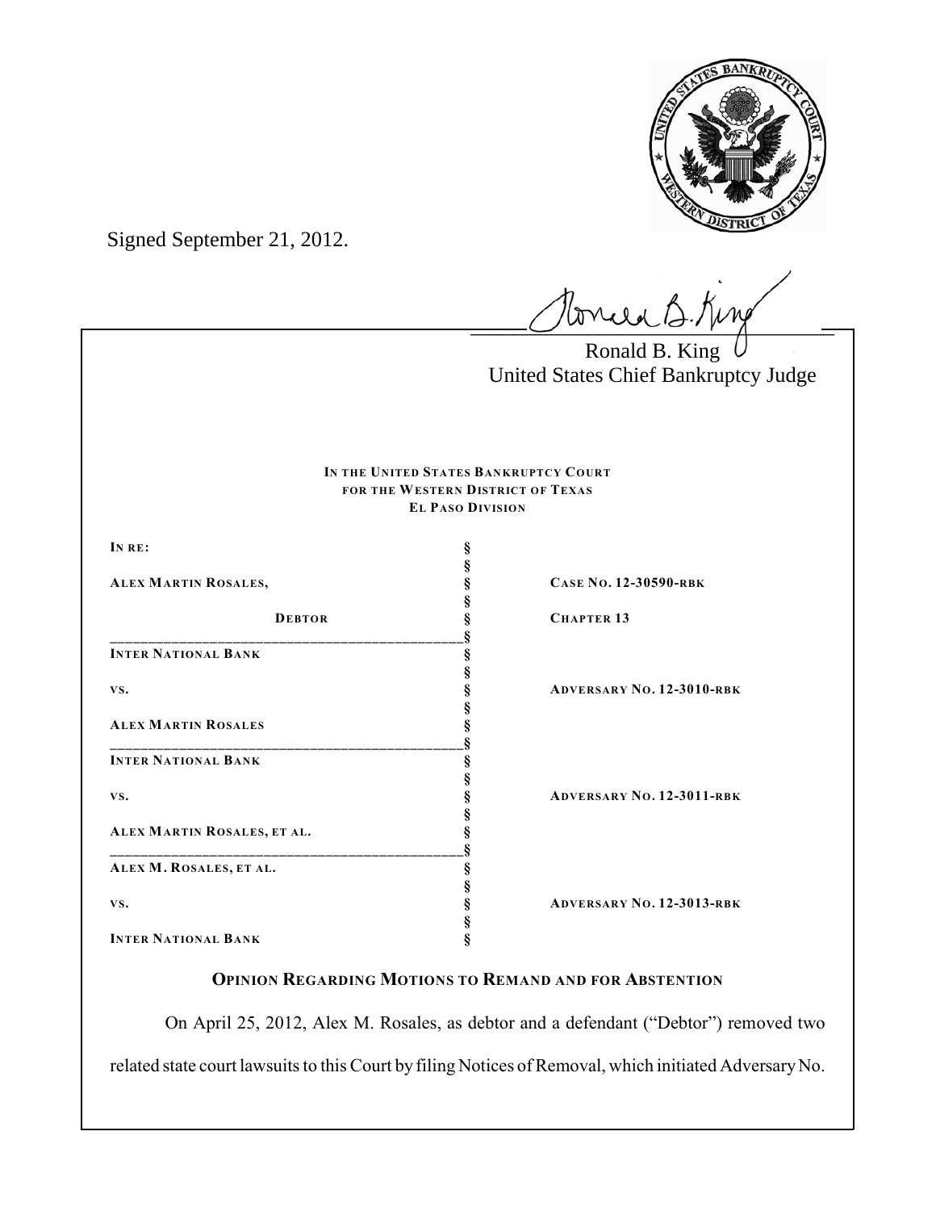Signed September 21, 2012.

Ronald B. King
United States Chief Bankruptcy Judge

**IN THE UNITED STATES BANKRUPTCY COURT**
**FOR THE WESTERN DISTRICT OF TEXAS**
**EL PASO DIVISION**

| | | |
|---|---|---|
| **IN RE:** | § | |
| | § | |
| **ALEX MARTIN ROSALES,** | § | **CASE NO. 12-30590-RBK** |
| | § | |
| **DEBTOR** | § | **CHAPTER 13** |
| **INTER NATIONAL BANK** | § | |
| | § | |
| **VS.** | § | **ADVERSARY NO. 12-3010-RBK** |
| | § | |
| **ALEX MARTIN ROSALES** | § | |
| **INTER NATIONAL BANK** | § | |
| | § | |
| **VS.** | § | **ADVERSARY NO. 12-3011-RBK** |
| | § | |
| **ALEX MARTIN ROSALES, ET AL.** | § | |
| **ALEX M. ROSALES, ET AL.** | § | |
| | § | |
| **VS.** | § | **ADVERSARY NO. 12-3013-RBK** |
| | § | |
| **INTER NATIONAL BANK** | § | |

**OPINION REGARDING MOTIONS TO REMAND AND FOR ABSTENTION**

On April 25, 2012, Alex M. Rosales, as debtor and a defendant ("Debtor") removed two related state court lawsuits to this Court by filing Notices of Removal, which initiated Adversary No.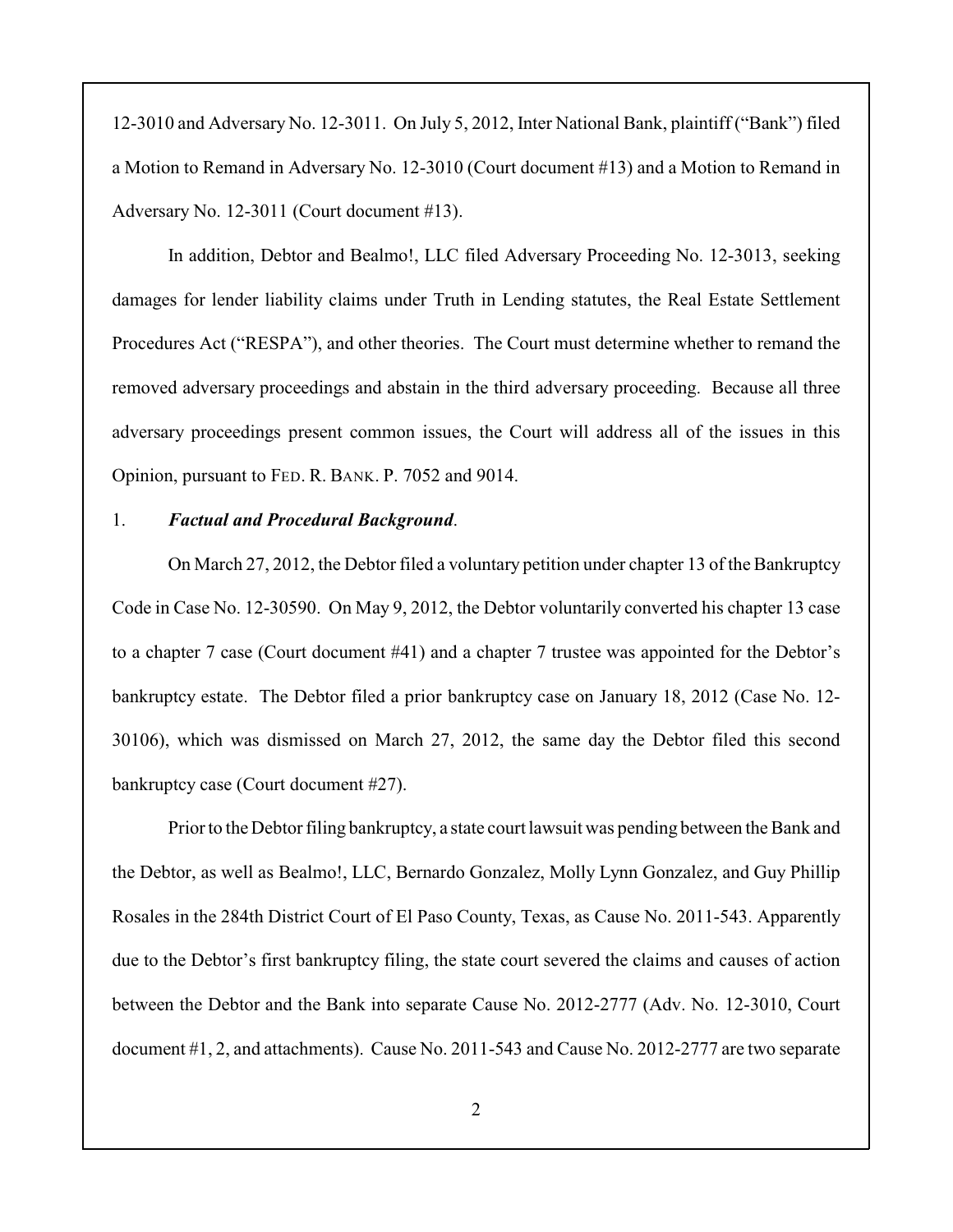12-3010 and Adversary No. 12-3011. On July 5, 2012, Inter National Bank, plaintiff ("Bank") filed a Motion to Remand in Adversary No. 12-3010 (Court document #13) and a Motion to Remand in Adversary No. 12-3011 (Court document #13).

In addition, Debtor and Bealmo!, LLC filed Adversary Proceeding No. 12-3013, seeking damages for lender liability claims under Truth in Lending statutes, the Real Estate Settlement Procedures Act ("RESPA"), and other theories. The Court must determine whether to remand the removed adversary proceedings and abstain in the third adversary proceeding. Because all three adversary proceedings present common issues, the Court will address all of the issues in this Opinion, pursuant to FED. R. BANK. P. 7052 and 9014.

1. ***Factual and Procedural Background*.**

On March 27, 2012, the Debtor filed a voluntary petition under chapter 13 of the Bankruptcy Code in Case No. 12-30590. On May 9, 2012, the Debtor voluntarily converted his chapter 13 case to a chapter 7 case (Court document #41) and a chapter 7 trustee was appointed for the Debtor's bankruptcy estate. The Debtor filed a prior bankruptcy case on January 18, 2012 (Case No. 12-30106), which was dismissed on March 27, 2012, the same day the Debtor filed this second bankruptcy case (Court document #27).

Prior to the Debtor filing bankruptcy, a state court lawsuit was pending between the Bank and the Debtor, as well as Bealmo!, LLC, Bernardo Gonzalez, Molly Lynn Gonzalez, and Guy Phillip Rosales in the 284th District Court of El Paso County, Texas, as Cause No. 2011-543. Apparently due to the Debtor's first bankruptcy filing, the state court severed the claims and causes of action between the Debtor and the Bank into separate Cause No. 2012-2777 (Adv. No. 12-3010, Court document #1, 2, and attachments). Cause No. 2011-543 and Cause No. 2012-2777 are two separate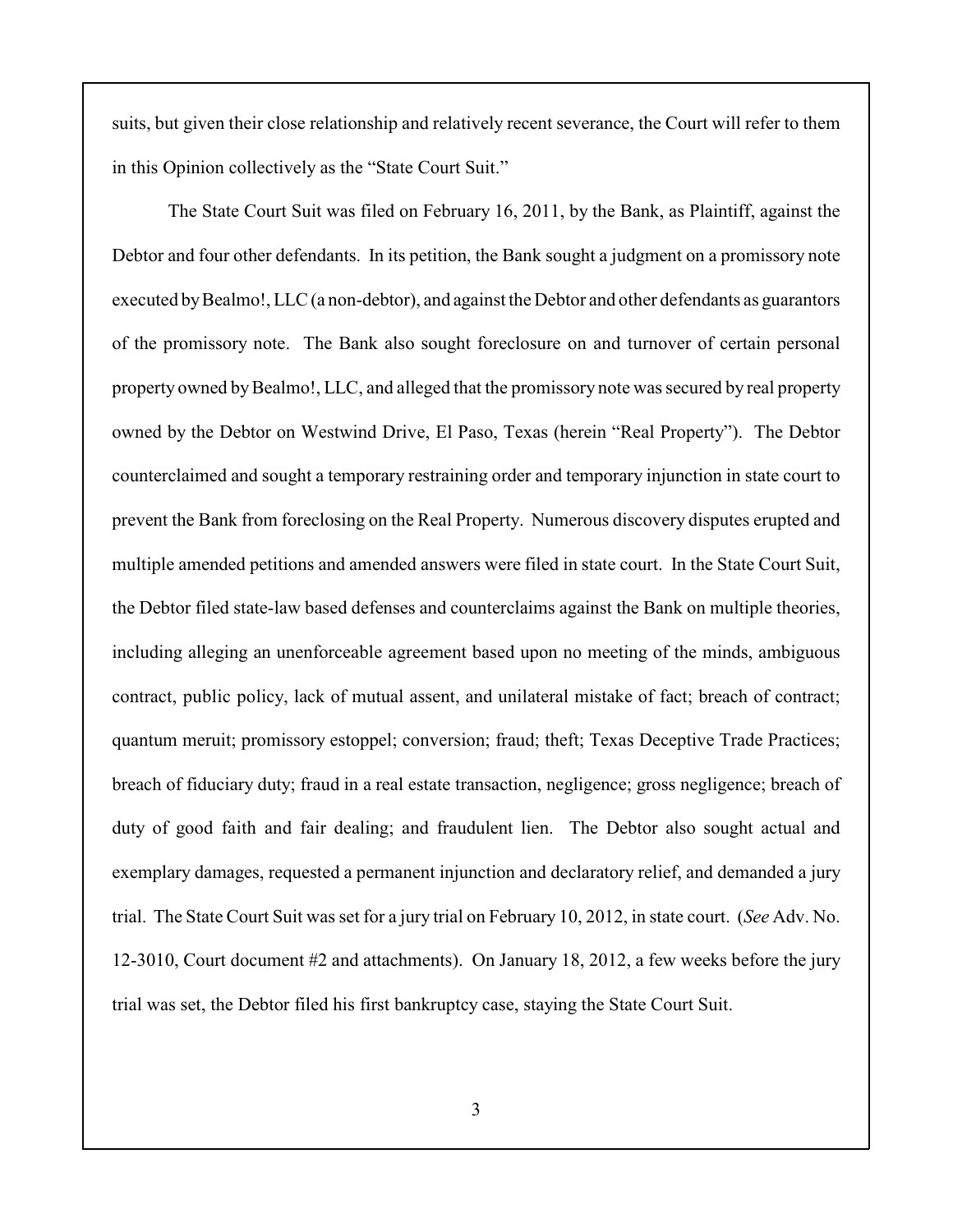suits, but given their close relationship and relatively recent severance, the Court will refer to them in this Opinion collectively as the "State Court Suit."

The State Court Suit was filed on February 16, 2011, by the Bank, as Plaintiff, against the Debtor and four other defendants. In its petition, the Bank sought a judgment on a promissory note executed by Bealmo!, LLC (a non-debtor), and against the Debtor and other defendants as guarantors of the promissory note. The Bank also sought foreclosure on and turnover of certain personal property owned by Bealmo!, LLC, and alleged that the promissory note was secured by real property owned by the Debtor on Westwind Drive, El Paso, Texas (herein "Real Property"). The Debtor counterclaimed and sought a temporary restraining order and temporary injunction in state court to prevent the Bank from foreclosing on the Real Property. Numerous discovery disputes erupted and multiple amended petitions and amended answers were filed in state court. In the State Court Suit, the Debtor filed state-law based defenses and counterclaims against the Bank on multiple theories, including alleging an unenforceable agreement based upon no meeting of the minds, ambiguous contract, public policy, lack of mutual assent, and unilateral mistake of fact; breach of contract; quantum meruit; promissory estoppel; conversion; fraud; theft; Texas Deceptive Trade Practices; breach of fiduciary duty; fraud in a real estate transaction, negligence; gross negligence; breach of duty of good faith and fair dealing; and fraudulent lien. The Debtor also sought actual and exemplary damages, requested a permanent injunction and declaratory relief, and demanded a jury trial. The State Court Suit was set for a jury trial on February 10, 2012, in state court. (*See* Adv. No. 12-3010, Court document #2 and attachments). On January 18, 2012, a few weeks before the jury trial was set, the Debtor filed his first bankruptcy case, staying the State Court Suit.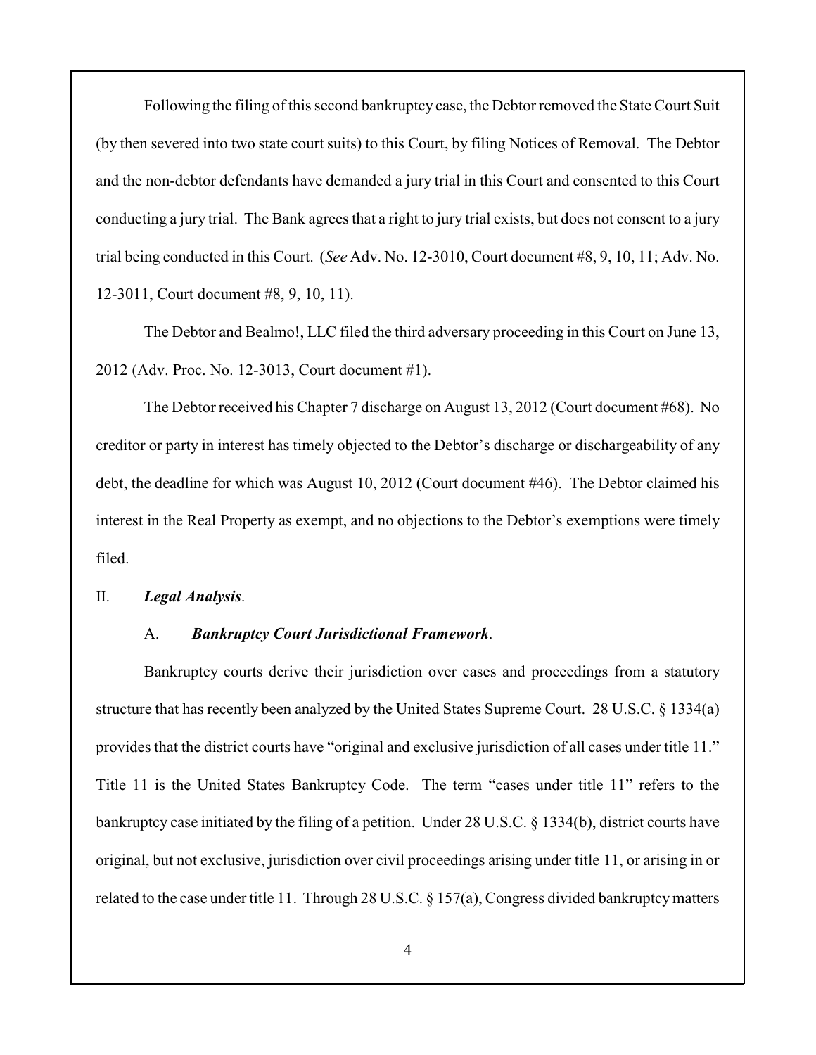Following the filing of this second bankruptcy case, the Debtor removed the State Court Suit (by then severed into two state court suits) to this Court, by filing Notices of Removal. The Debtor and the non-debtor defendants have demanded a jury trial in this Court and consented to this Court conducting a jury trial. The Bank agrees that a right to jury trial exists, but does not consent to a jury trial being conducted in this Court. (*See* Adv. No. 12-3010, Court document #8, 9, 10, 11; Adv. No. 12-3011, Court document #8, 9, 10, 11).

The Debtor and Bealmo!, LLC filed the third adversary proceeding in this Court on June 13, 2012 (Adv. Proc. No. 12-3013, Court document #1).

The Debtor received his Chapter 7 discharge on August 13, 2012 (Court document #68). No creditor or party in interest has timely objected to the Debtor's discharge or dischargeability of any debt, the deadline for which was August 10, 2012 (Court document #46). The Debtor claimed his interest in the Real Property as exempt, and no objections to the Debtor's exemptions were timely filed.

## II. ***Legal Analysis***.

### A. ***Bankruptcy Court Jurisdictional Framework***.

Bankruptcy courts derive their jurisdiction over cases and proceedings from a statutory structure that has recently been analyzed by the United States Supreme Court. 28 U.S.C. § 1334(a) provides that the district courts have "original and exclusive jurisdiction of all cases under title 11." Title 11 is the United States Bankruptcy Code. The term "cases under title 11" refers to the bankruptcy case initiated by the filing of a petition. Under 28 U.S.C. § 1334(b), district courts have original, but not exclusive, jurisdiction over civil proceedings arising under title 11, or arising in or related to the case under title 11. Through 28 U.S.C. § 157(a), Congress divided bankruptcy matters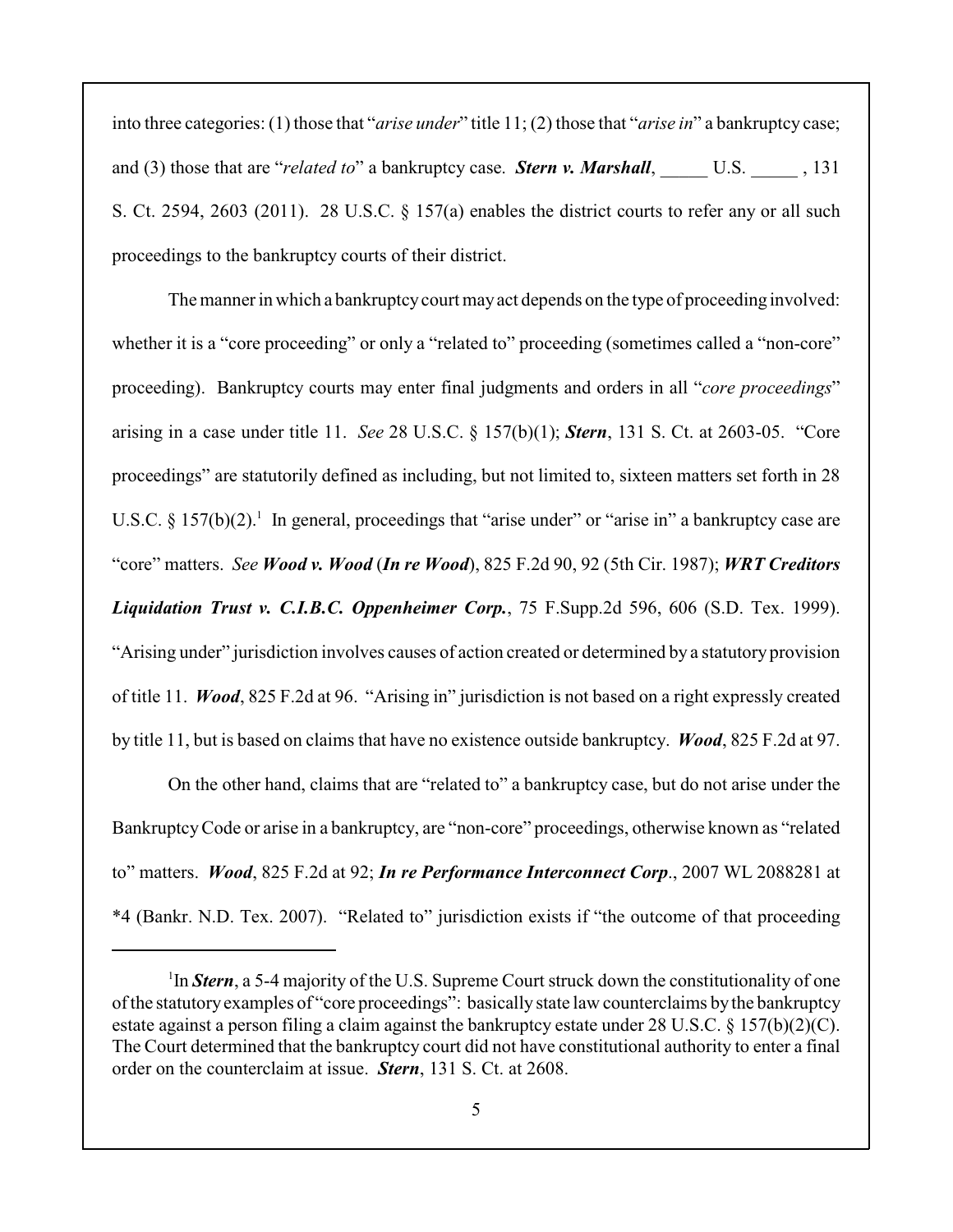into three categories: (1) those that "*arise under*" title 11; (2) those that "*arise in*" a bankruptcy case; and (3) those that are "*related to*" a bankruptcy case. ***Stern v. Marshall***, _____ U.S. _____ , 131 S. Ct. 2594, 2603 (2011). 28 U.S.C. § 157(a) enables the district courts to refer any or all such proceedings to the bankruptcy courts of their district.

The manner in which a bankruptcy court may act depends on the type of proceeding involved: whether it is a "core proceeding" or only a "related to" proceeding (sometimes called a "non-core" proceeding). Bankruptcy courts may enter final judgments and orders in all "*core proceedings*" arising in a case under title 11. *See* 28 U.S.C. § 157(b)(1); ***Stern***, 131 S. Ct. at 2603-05. "Core proceedings" are statutorily defined as including, but not limited to, sixteen matters set forth in 28 U.S.C. § 157(b)(2).[1] In general, proceedings that "arise under" or "arise in" a bankruptcy case are "core" matters. *See* ***Wood v. Wood*** (***In re Wood***), 825 F.2d 90, 92 (5th Cir. 1987); ***WRT Creditors Liquidation Trust v. C.I.B.C. Oppenheimer Corp.***, 75 F.Supp.2d 596, 606 (S.D. Tex. 1999). "Arising under" jurisdiction involves causes of action created or determined by a statutory provision of title 11. ***Wood***, 825 F.2d at 96. "Arising in" jurisdiction is not based on a right expressly created by title 11, but is based on claims that have no existence outside bankruptcy. ***Wood***, 825 F.2d at 97.

On the other hand, claims that are "related to" a bankruptcy case, but do not arise under the Bankruptcy Code or arise in a bankruptcy, are "non-core" proceedings, otherwise known as "related to" matters. ***Wood***, 825 F.2d at 92; ***In re Performance Interconnect Corp***., 2007 WL 2088281 at *4 (Bankr. N.D. Tex. 2007). "Related to" jurisdiction exists if "the outcome of that proceeding

[1] In ***Stern***, a 5-4 majority of the U.S. Supreme Court struck down the constitutionality of one of the statutory examples of "core proceedings": basically state law counterclaims by the bankruptcy estate against a person filing a claim against the bankruptcy estate under 28 U.S.C. § 157(b)(2)(C). The Court determined that the bankruptcy court did not have constitutional authority to enter a final order on the counterclaim at issue. ***Stern***, 131 S. Ct. at 2608.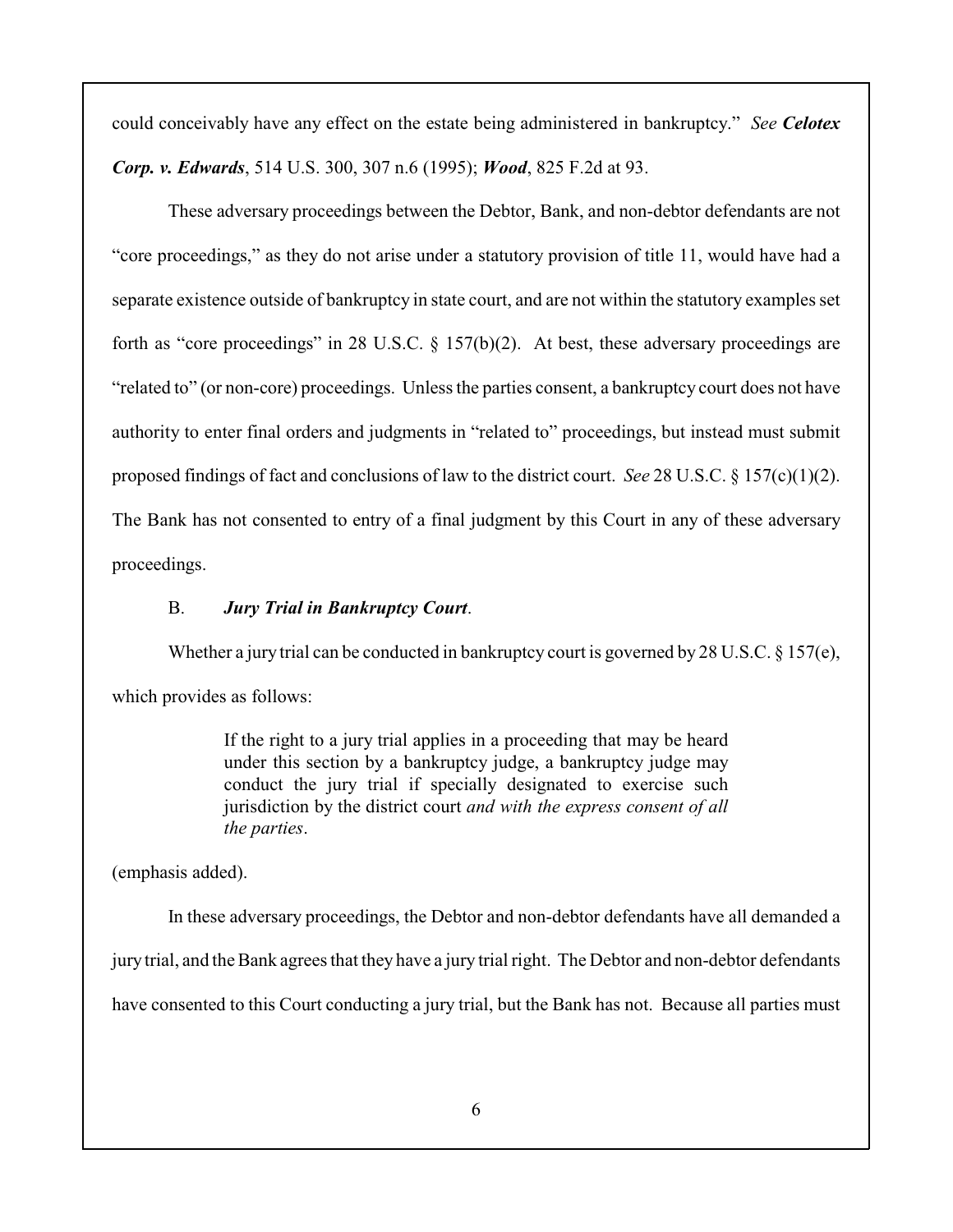could conceivably have any effect on the estate being administered in bankruptcy." *See* ***Celotex Corp. v. Edwards***, 514 U.S. 300, 307 n.6 (1995); ***Wood***, 825 F.2d at 93.

These adversary proceedings between the Debtor, Bank, and non-debtor defendants are not "core proceedings," as they do not arise under a statutory provision of title 11, would have had a separate existence outside of bankruptcy in state court, and are not within the statutory examples set forth as "core proceedings" in 28 U.S.C. § 157(b)(2). At best, these adversary proceedings are "related to" (or non-core) proceedings. Unless the parties consent, a bankruptcy court does not have authority to enter final orders and judgments in "related to" proceedings, but instead must submit proposed findings of fact and conclusions of law to the district court. *See* 28 U.S.C. § 157(c)(1)(2). The Bank has not consented to entry of a final judgment by this Court in any of these adversary proceedings.

### B. ***Jury Trial in Bankruptcy Court***.

Whether a jury trial can be conducted in bankruptcy court is governed by 28 U.S.C. § 157(e), which provides as follows:

> If the right to a jury trial applies in a proceeding that may be heard under this section by a bankruptcy judge, a bankruptcy judge may conduct the jury trial if specially designated to exercise such jurisdiction by the district court *and with the express consent of all the parties*.

(emphasis added).

In these adversary proceedings, the Debtor and non-debtor defendants have all demanded a jury trial, and the Bank agrees that they have a jury trial right. The Debtor and non-debtor defendants have consented to this Court conducting a jury trial, but the Bank has not. Because all parties must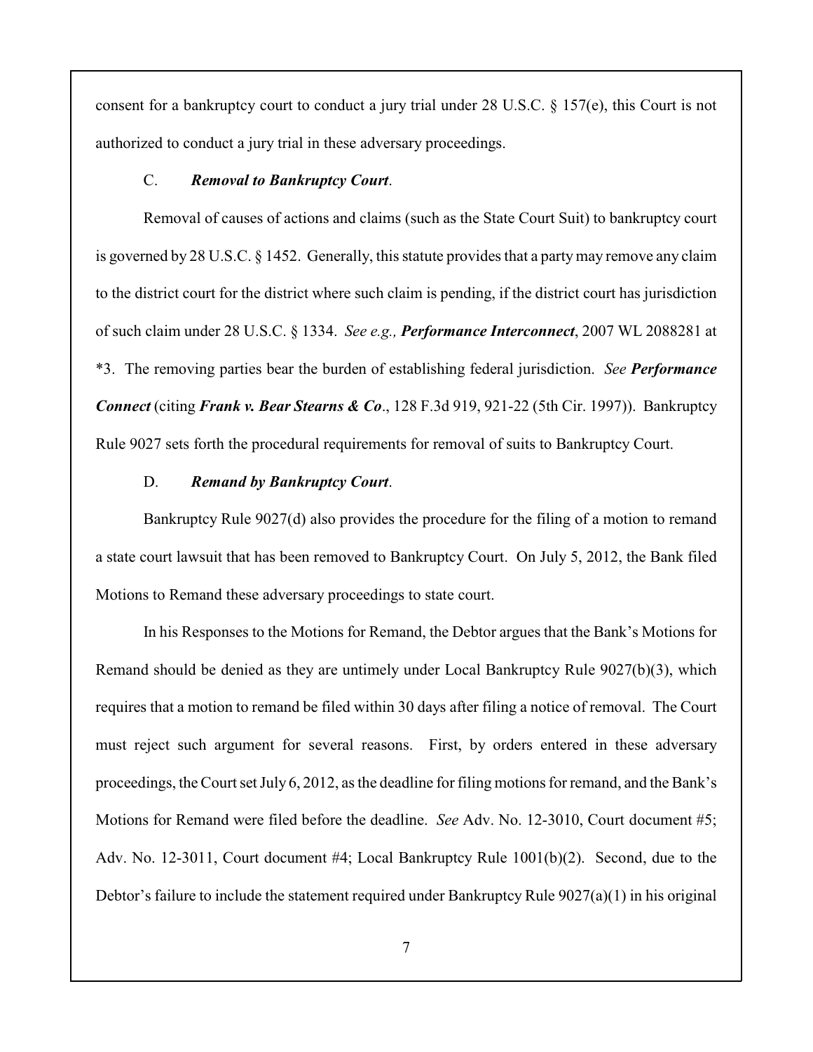consent for a bankruptcy court to conduct a jury trial under 28 U.S.C. § 157(e), this Court is not authorized to conduct a jury trial in these adversary proceedings.

C. ***Removal to Bankruptcy Court***.

Removal of causes of actions and claims (such as the State Court Suit) to bankruptcy court is governed by 28 U.S.C. § 1452. Generally, this statute provides that a party may remove any claim to the district court for the district where such claim is pending, if the district court has jurisdiction of such claim under 28 U.S.C. § 1334. *See e.g.,* ***Performance Interconnect***, 2007 WL 2088281 at \*3. The removing parties bear the burden of establishing federal jurisdiction. *See* ***Performance Connect*** (citing ***Frank v. Bear Stearns & Co***., 128 F.3d 919, 921-22 (5th Cir. 1997)). Bankruptcy Rule 9027 sets forth the procedural requirements for removal of suits to Bankruptcy Court.

D. ***Remand by Bankruptcy Court***.

Bankruptcy Rule 9027(d) also provides the procedure for the filing of a motion to remand a state court lawsuit that has been removed to Bankruptcy Court. On July 5, 2012, the Bank filed Motions to Remand these adversary proceedings to state court.

In his Responses to the Motions for Remand, the Debtor argues that the Bank's Motions for Remand should be denied as they are untimely under Local Bankruptcy Rule 9027(b)(3), which requires that a motion to remand be filed within 30 days after filing a notice of removal. The Court must reject such argument for several reasons. First, by orders entered in these adversary proceedings, the Court set July 6, 2012, as the deadline for filing motions for remand, and the Bank's Motions for Remand were filed before the deadline. *See* Adv. No. 12-3010, Court document #5; Adv. No. 12-3011, Court document #4; Local Bankruptcy Rule 1001(b)(2). Second, due to the Debtor's failure to include the statement required under Bankruptcy Rule 9027(a)(1) in his original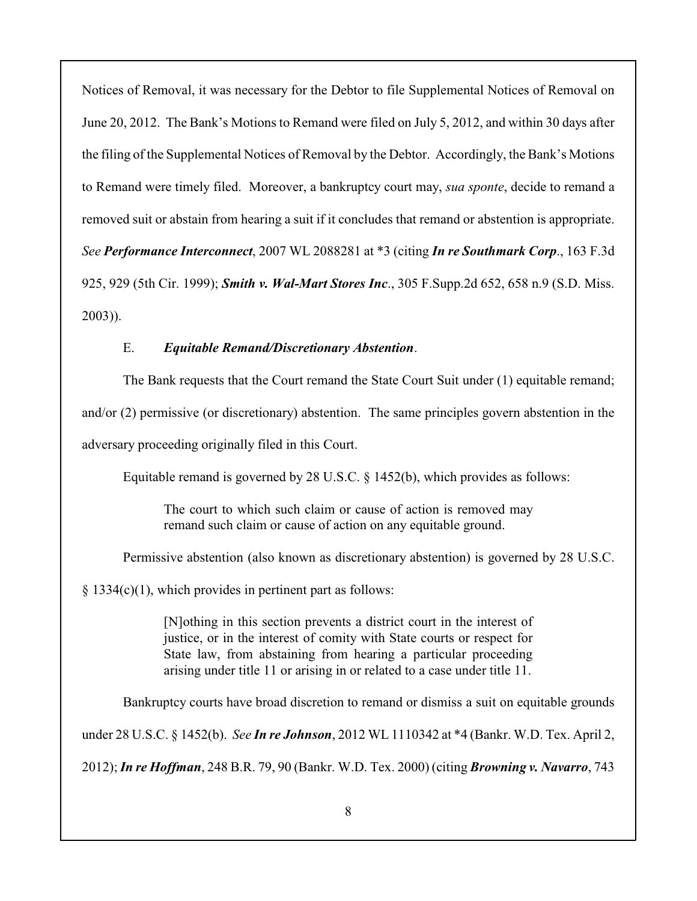Notices of Removal, it was necessary for the Debtor to file Supplemental Notices of Removal on June 20, 2012. The Bank's Motions to Remand were filed on July 5, 2012, and within 30 days after the filing of the Supplemental Notices of Removal by the Debtor. Accordingly, the Bank's Motions to Remand were timely filed. Moreover, a bankruptcy court may, *sua sponte*, decide to remand a removed suit or abstain from hearing a suit if it concludes that remand or abstention is appropriate. *See* ***Performance Interconnect***, 2007 WL 2088281 at *3 (citing ***In re Southmark Corp***., 163 F.3d 925, 929 (5th Cir. 1999); ***Smith v. Wal-Mart Stores Inc***., 305 F.Supp.2d 652, 658 n.9 (S.D. Miss. 2003)).

E. ***Equitable Remand/Discretionary Abstention***.

The Bank requests that the Court remand the State Court Suit under (1) equitable remand; and/or (2) permissive (or discretionary) abstention. The same principles govern abstention in the adversary proceeding originally filed in this Court.

Equitable remand is governed by 28 U.S.C. § 1452(b), which provides as follows:

> The court to which such claim or cause of action is removed may remand such claim or cause of action on any equitable ground.

Permissive abstention (also known as discretionary abstention) is governed by 28 U.S.C. § 1334(c)(1), which provides in pertinent part as follows:

> [N]othing in this section prevents a district court in the interest of justice, or in the interest of comity with State courts or respect for State law, from abstaining from hearing a particular proceeding arising under title 11 or arising in or related to a case under title 11.

Bankruptcy courts have broad discretion to remand or dismiss a suit on equitable grounds under 28 U.S.C. § 1452(b). *See* ***In re Johnson***, 2012 WL 1110342 at *4 (Bankr. W.D. Tex. April 2, 2012); ***In re Hoffman***, 248 B.R. 79, 90 (Bankr. W.D. Tex. 2000) (citing ***Browning v. Navarro***, 743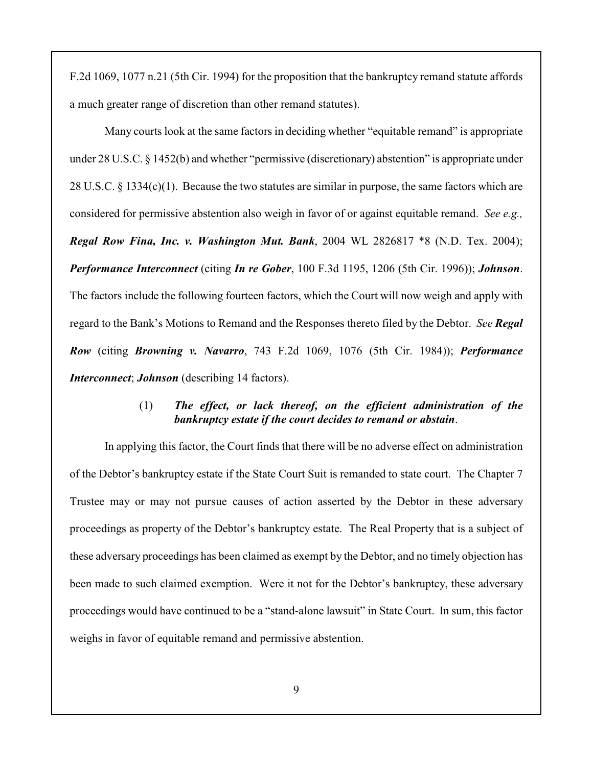F.2d 1069, 1077 n.21 (5th Cir. 1994) for the proposition that the bankruptcy remand statute affords a much greater range of discretion than other remand statutes).

Many courts look at the same factors in deciding whether "equitable remand" is appropriate under 28 U.S.C. § 1452(b) and whether "permissive (discretionary) abstention" is appropriate under 28 U.S.C. § 1334(c)(1). Because the two statutes are similar in purpose, the same factors which are considered for permissive abstention also weigh in favor of or against equitable remand. *See e.g.,* ***Regal Row Fina, Inc. v. Washington Mut. Bank***, 2004 WL 2826817 *8 (N.D. Tex. 2004); ***Performance Interconnect*** (citing ***In re Gober***, 100 F.3d 1195, 1206 (5th Cir. 1996)); ***Johnson***. The factors include the following fourteen factors, which the Court will now weigh and apply with regard to the Bank's Motions to Remand and the Responses thereto filed by the Debtor. *See* ***Regal Row*** (citing ***Browning v. Navarro***, 743 F.2d 1069, 1076 (5th Cir. 1984)); ***Performance Interconnect***; ***Johnson*** (describing 14 factors).

(1) ***The effect, or lack thereof, on the efficient administration of the bankruptcy estate if the court decides to remand or abstain***.

In applying this factor, the Court finds that there will be no adverse effect on administration of the Debtor's bankruptcy estate if the State Court Suit is remanded to state court. The Chapter 7 Trustee may or may not pursue causes of action asserted by the Debtor in these adversary proceedings as property of the Debtor's bankruptcy estate. The Real Property that is a subject of these adversary proceedings has been claimed as exempt by the Debtor, and no timely objection has been made to such claimed exemption. Were it not for the Debtor's bankruptcy, these adversary proceedings would have continued to be a "stand-alone lawsuit" in State Court. In sum, this factor weighs in favor of equitable remand and permissive abstention.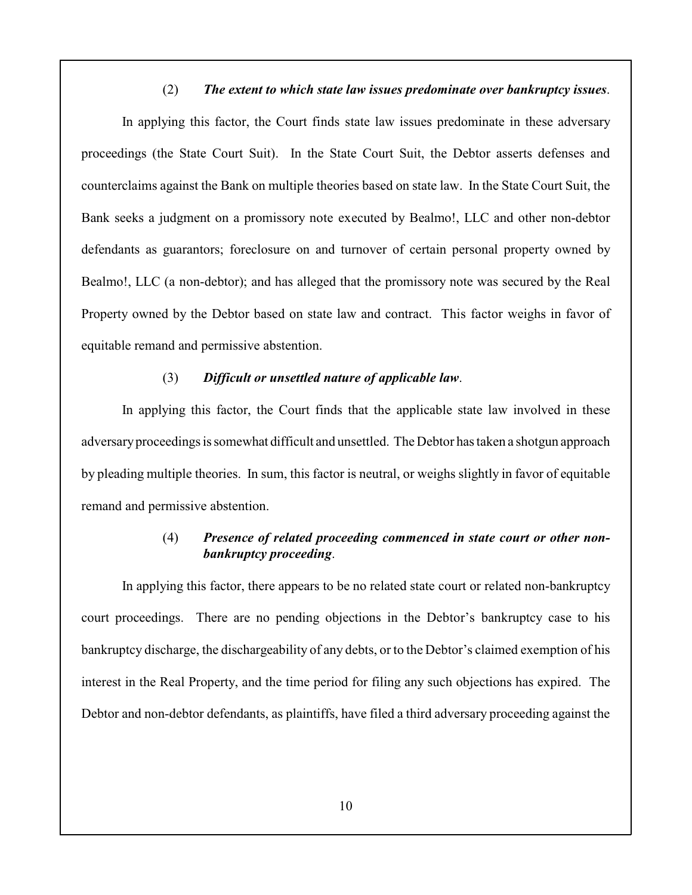(2) ***The extent to which state law issues predominate over bankruptcy issues***.

In applying this factor, the Court finds state law issues predominate in these adversary proceedings (the State Court Suit). In the State Court Suit, the Debtor asserts defenses and counterclaims against the Bank on multiple theories based on state law. In the State Court Suit, the Bank seeks a judgment on a promissory note executed by Bealmo!, LLC and other non-debtor defendants as guarantors; foreclosure on and turnover of certain personal property owned by Bealmo!, LLC (a non-debtor); and has alleged that the promissory note was secured by the Real Property owned by the Debtor based on state law and contract. This factor weighs in favor of equitable remand and permissive abstention.

(3) ***Difficult or unsettled nature of applicable law***.

In applying this factor, the Court finds that the applicable state law involved in these adversary proceedings is somewhat difficult and unsettled. The Debtor has taken a shotgun approach by pleading multiple theories. In sum, this factor is neutral, or weighs slightly in favor of equitable remand and permissive abstention.

(4) ***Presence of related proceeding commenced in state court or other non-bankruptcy proceeding***.

In applying this factor, there appears to be no related state court or related non-bankruptcy court proceedings. There are no pending objections in the Debtor's bankruptcy case to his bankruptcy discharge, the dischargeability of any debts, or to the Debtor's claimed exemption of his interest in the Real Property, and the time period for filing any such objections has expired. The Debtor and non-debtor defendants, as plaintiffs, have filed a third adversary proceeding against the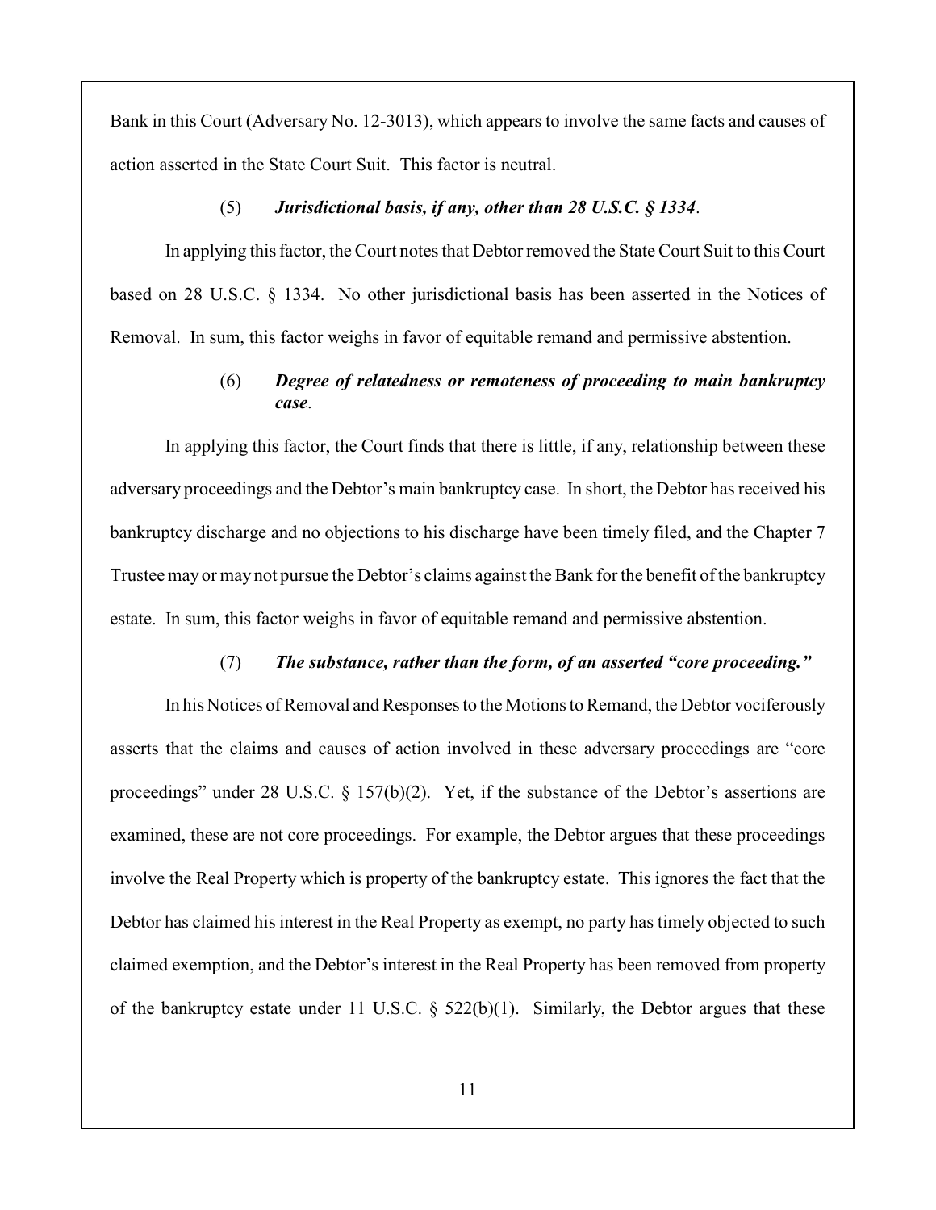Bank in this Court (Adversary No. 12-3013), which appears to involve the same facts and causes of action asserted in the State Court Suit. This factor is neutral.

(5) ***Jurisdictional basis, if any, other than 28 U.S.C. § 1334***.

In applying this factor, the Court notes that Debtor removed the State Court Suit to this Court based on 28 U.S.C. § 1334. No other jurisdictional basis has been asserted in the Notices of Removal. In sum, this factor weighs in favor of equitable remand and permissive abstention.

(6) ***Degree of relatedness or remoteness of proceeding to main bankruptcy case***.

In applying this factor, the Court finds that there is little, if any, relationship between these adversary proceedings and the Debtor's main bankruptcy case. In short, the Debtor has received his bankruptcy discharge and no objections to his discharge have been timely filed, and the Chapter 7 Trustee may or may not pursue the Debtor's claims against the Bank for the benefit of the bankruptcy estate. In sum, this factor weighs in favor of equitable remand and permissive abstention.

(7) ***The substance, rather than the form, of an asserted "core proceeding."***

In his Notices of Removal and Responses to the Motions to Remand, the Debtor vociferously asserts that the claims and causes of action involved in these adversary proceedings are "core proceedings" under 28 U.S.C. § 157(b)(2). Yet, if the substance of the Debtor's assertions are examined, these are not core proceedings. For example, the Debtor argues that these proceedings involve the Real Property which is property of the bankruptcy estate. This ignores the fact that the Debtor has claimed his interest in the Real Property as exempt, no party has timely objected to such claimed exemption, and the Debtor's interest in the Real Property has been removed from property of the bankruptcy estate under 11 U.S.C. § 522(b)(1). Similarly, the Debtor argues that these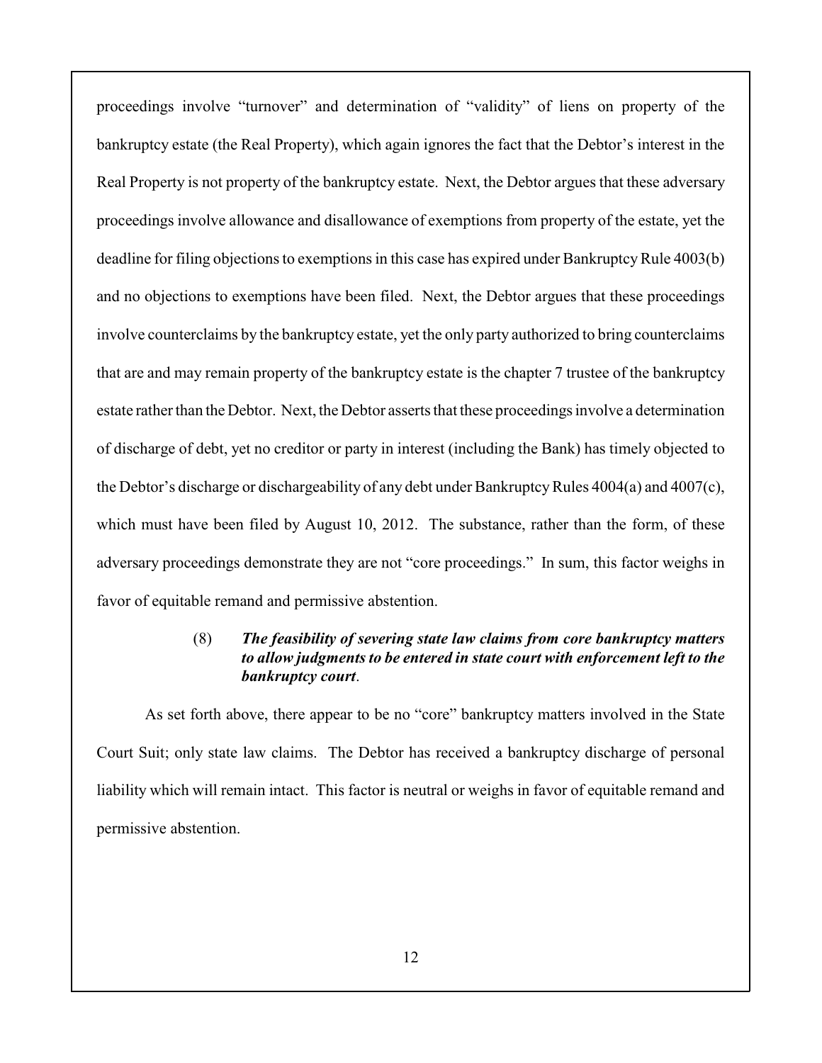proceedings involve "turnover" and determination of "validity" of liens on property of the bankruptcy estate (the Real Property), which again ignores the fact that the Debtor's interest in the Real Property is not property of the bankruptcy estate. Next, the Debtor argues that these adversary proceedings involve allowance and disallowance of exemptions from property of the estate, yet the deadline for filing objections to exemptions in this case has expired under Bankruptcy Rule 4003(b) and no objections to exemptions have been filed. Next, the Debtor argues that these proceedings involve counterclaims by the bankruptcy estate, yet the only party authorized to bring counterclaims that are and may remain property of the bankruptcy estate is the chapter 7 trustee of the bankruptcy estate rather than the Debtor. Next, the Debtor asserts that these proceedings involve a determination of discharge of debt, yet no creditor or party in interest (including the Bank) has timely objected to the Debtor's discharge or dischargeability of any debt under Bankruptcy Rules 4004(a) and 4007(c), which must have been filed by August 10, 2012. The substance, rather than the form, of these adversary proceedings demonstrate they are not "core proceedings." In sum, this factor weighs in favor of equitable remand and permissive abstention.

> (8) ***The feasibility of severing state law claims from core bankruptcy matters to allow judgments to be entered in state court with enforcement left to the bankruptcy court*.**

As set forth above, there appear to be no "core" bankruptcy matters involved in the State Court Suit; only state law claims. The Debtor has received a bankruptcy discharge of personal liability which will remain intact. This factor is neutral or weighs in favor of equitable remand and permissive abstention.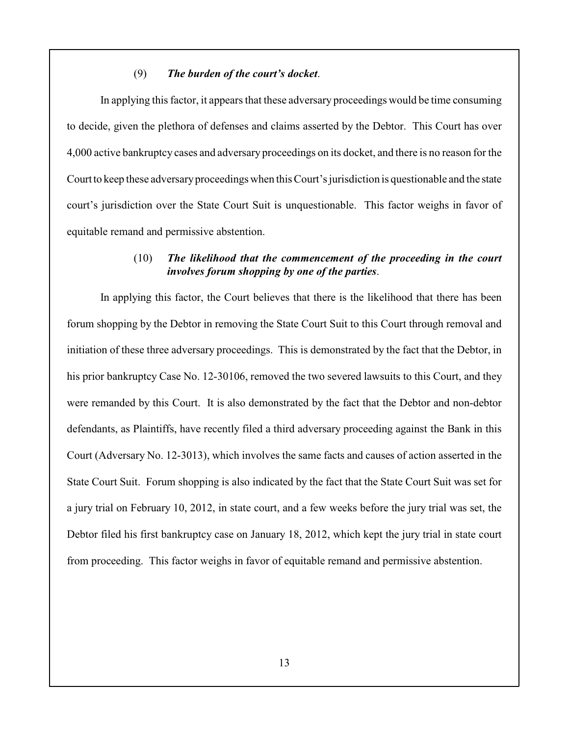(9) ***The burden of the court's docket***.

In applying this factor, it appears that these adversary proceedings would be time consuming to decide, given the plethora of defenses and claims asserted by the Debtor. This Court has over 4,000 active bankruptcy cases and adversary proceedings on its docket, and there is no reason for the Court to keep these adversary proceedings when this Court's jurisdiction is questionable and the state court's jurisdiction over the State Court Suit is unquestionable. This factor weighs in favor of equitable remand and permissive abstention.

(10) ***The likelihood that the commencement of the proceeding in the court involves forum shopping by one of the parties***.

In applying this factor, the Court believes that there is the likelihood that there has been forum shopping by the Debtor in removing the State Court Suit to this Court through removal and initiation of these three adversary proceedings. This is demonstrated by the fact that the Debtor, in his prior bankruptcy Case No. 12-30106, removed the two severed lawsuits to this Court, and they were remanded by this Court. It is also demonstrated by the fact that the Debtor and non-debtor defendants, as Plaintiffs, have recently filed a third adversary proceeding against the Bank in this Court (Adversary No. 12-3013), which involves the same facts and causes of action asserted in the State Court Suit. Forum shopping is also indicated by the fact that the State Court Suit was set for a jury trial on February 10, 2012, in state court, and a few weeks before the jury trial was set, the Debtor filed his first bankruptcy case on January 18, 2012, which kept the jury trial in state court from proceeding. This factor weighs in favor of equitable remand and permissive abstention.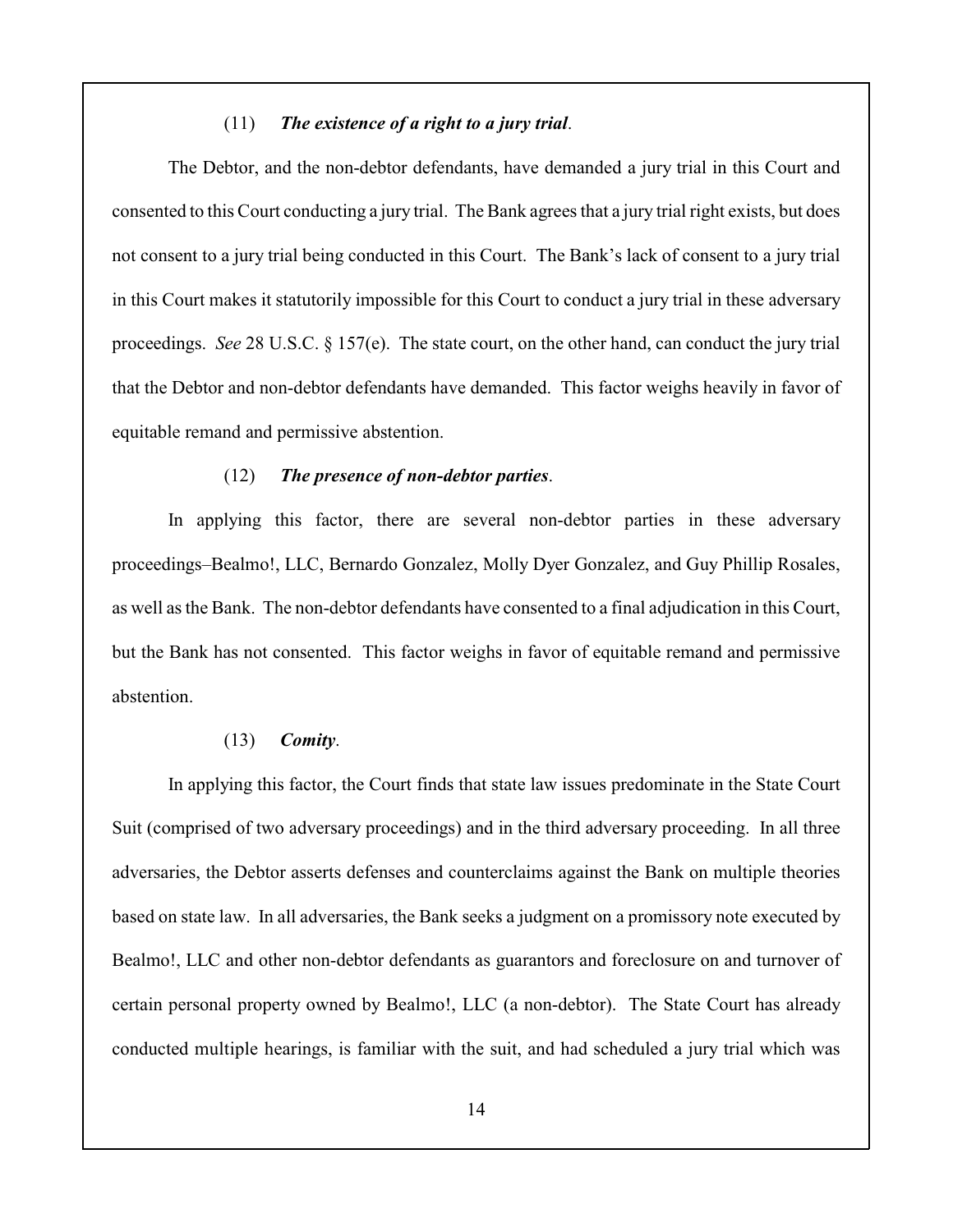(11) ***The existence of a right to a jury trial***.

The Debtor, and the non-debtor defendants, have demanded a jury trial in this Court and consented to this Court conducting a jury trial. The Bank agrees that a jury trial right exists, but does not consent to a jury trial being conducted in this Court. The Bank's lack of consent to a jury trial in this Court makes it statutorily impossible for this Court to conduct a jury trial in these adversary proceedings. *See* 28 U.S.C. § 157(e). The state court, on the other hand, can conduct the jury trial that the Debtor and non-debtor defendants have demanded. This factor weighs heavily in favor of equitable remand and permissive abstention.

(12) ***The presence of non-debtor parties***.

In applying this factor, there are several non-debtor parties in these adversary proceedings–Bealmo!, LLC, Bernardo Gonzalez, Molly Dyer Gonzalez, and Guy Phillip Rosales, as well as the Bank. The non-debtor defendants have consented to a final adjudication in this Court, but the Bank has not consented. This factor weighs in favor of equitable remand and permissive abstention.

(13) ***Comity***.

In applying this factor, the Court finds that state law issues predominate in the State Court Suit (comprised of two adversary proceedings) and in the third adversary proceeding. In all three adversaries, the Debtor asserts defenses and counterclaims against the Bank on multiple theories based on state law. In all adversaries, the Bank seeks a judgment on a promissory note executed by Bealmo!, LLC and other non-debtor defendants as guarantors and foreclosure on and turnover of certain personal property owned by Bealmo!, LLC (a non-debtor). The State Court has already conducted multiple hearings, is familiar with the suit, and had scheduled a jury trial which was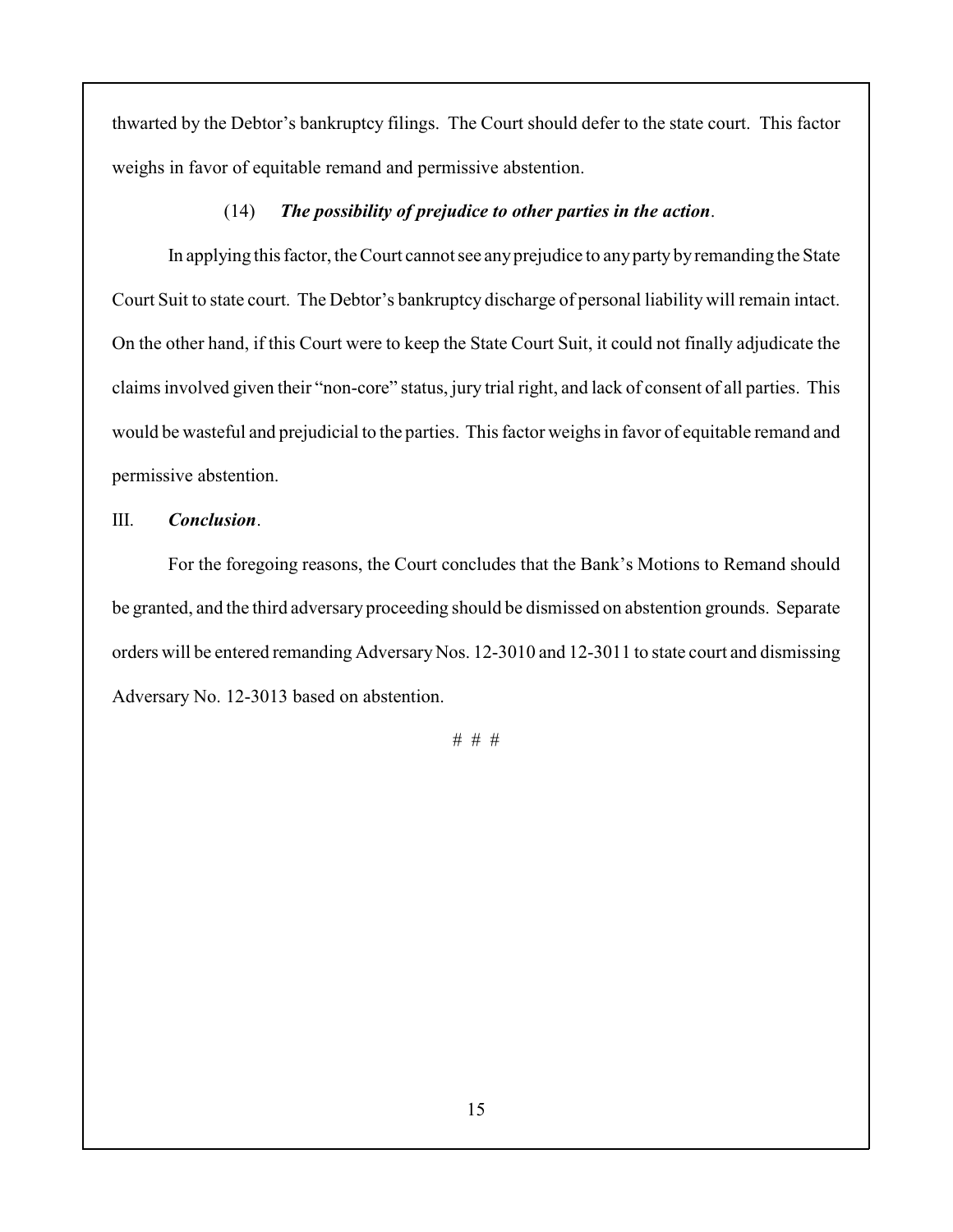thwarted by the Debtor's bankruptcy filings. The Court should defer to the state court. This factor weighs in favor of equitable remand and permissive abstention.

(14) ***The possibility of prejudice to other parties in the action***.

In applying this factor, the Court cannot see any prejudice to any party by remanding the State Court Suit to state court. The Debtor's bankruptcy discharge of personal liability will remain intact. On the other hand, if this Court were to keep the State Court Suit, it could not finally adjudicate the claims involved given their "non-core" status, jury trial right, and lack of consent of all parties. This would be wasteful and prejudicial to the parties. This factor weighs in favor of equitable remand and permissive abstention.

## III. ***Conclusion***.

For the foregoing reasons, the Court concludes that the Bank's Motions to Remand should be granted, and the third adversary proceeding should be dismissed on abstention grounds. Separate orders will be entered remanding Adversary Nos. 12-3010 and 12-3011 to state court and dismissing Adversary No. 12-3013 based on abstention.

# # #